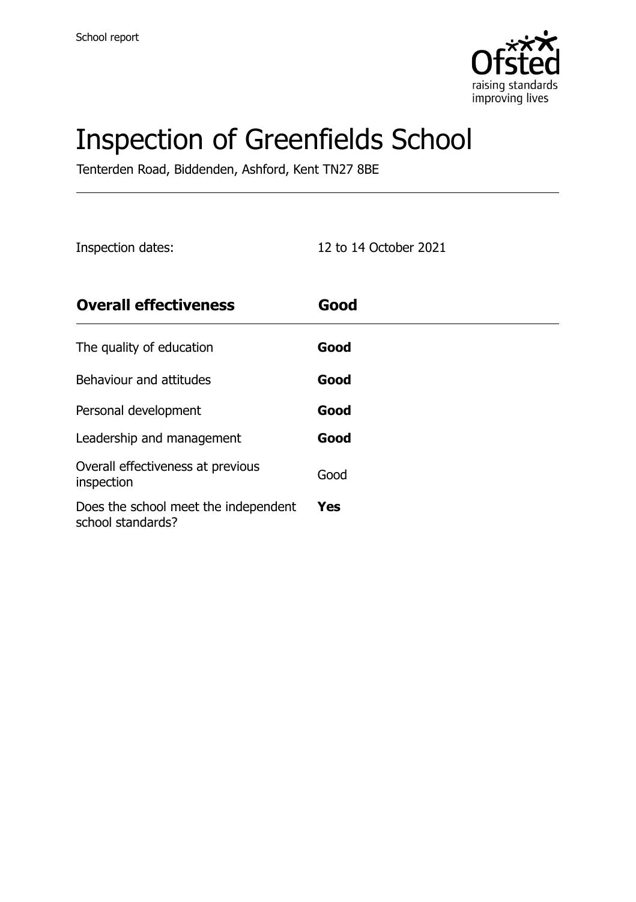School report

# Inspection of Greenfields School

Tenterden Road, Biddenden, Ashford, Kent TN27 8BE

| Inspection dates: | 12 to 14 October 2021 |
|---|---|

| **Overall effectiveness** | **Good** |
|---|---|
| The quality of education | **Good** |
| Behaviour and attitudes | **Good** |
| Personal development | **Good** |
| Leadership and management | **Good** |
| Overall effectiveness at previous inspection | Good |
| Does the school meet the independent school standards? | **Yes** |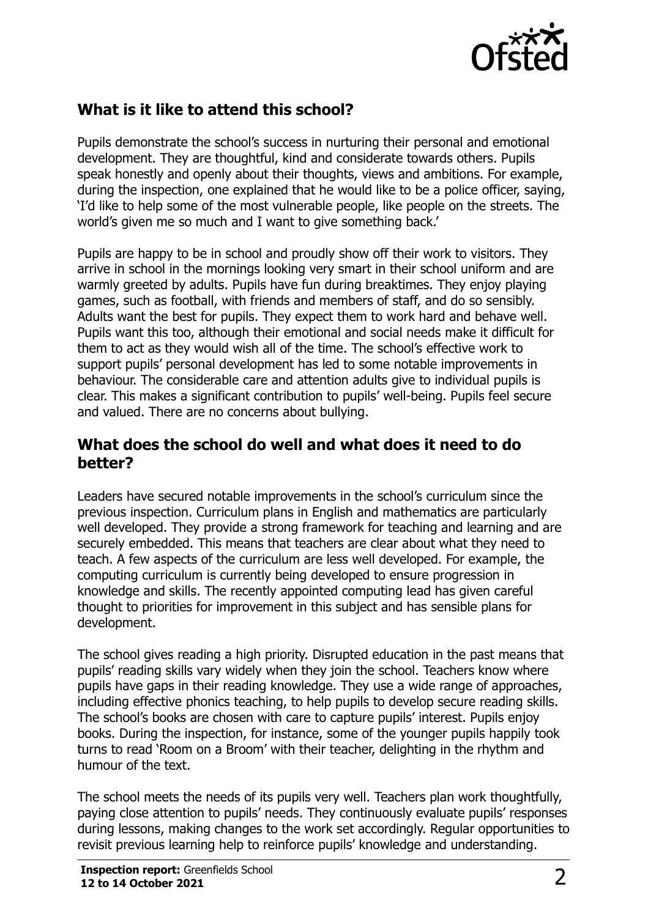## What is it like to attend this school?

Pupils demonstrate the school's success in nurturing their personal and emotional development. They are thoughtful, kind and considerate towards others. Pupils speak honestly and openly about their thoughts, views and ambitions. For example, during the inspection, one explained that he would like to be a police officer, saying, 'I'd like to help some of the most vulnerable people, like people on the streets. The world's given me so much and I want to give something back.'

Pupils are happy to be in school and proudly show off their work to visitors. They arrive in school in the mornings looking very smart in their school uniform and are warmly greeted by adults. Pupils have fun during breaktimes. They enjoy playing games, such as football, with friends and members of staff, and do so sensibly. Adults want the best for pupils. They expect them to work hard and behave well. Pupils want this too, although their emotional and social needs make it difficult for them to act as they would wish all of the time. The school's effective work to support pupils' personal development has led to some notable improvements in behaviour. The considerable care and attention adults give to individual pupils is clear. This makes a significant contribution to pupils' well-being. Pupils feel secure and valued. There are no concerns about bullying.

## What does the school do well and what does it need to do better?

Leaders have secured notable improvements in the school's curriculum since the previous inspection. Curriculum plans in English and mathematics are particularly well developed. They provide a strong framework for teaching and learning and are securely embedded. This means that teachers are clear about what they need to teach. A few aspects of the curriculum are less well developed. For example, the computing curriculum is currently being developed to ensure progression in knowledge and skills. The recently appointed computing lead has given careful thought to priorities for improvement in this subject and has sensible plans for development.

The school gives reading a high priority. Disrupted education in the past means that pupils' reading skills vary widely when they join the school. Teachers know where pupils have gaps in their reading knowledge. They use a wide range of approaches, including effective phonics teaching, to help pupils to develop secure reading skills. The school's books are chosen with care to capture pupils' interest. Pupils enjoy books. During the inspection, for instance, some of the younger pupils happily took turns to read 'Room on a Broom' with their teacher, delighting in the rhythm and humour of the text.

The school meets the needs of its pupils very well. Teachers plan work thoughtfully, paying close attention to pupils' needs. They continuously evaluate pupils' responses during lessons, making changes to the work set accordingly. Regular opportunities to revisit previous learning help to reinforce pupils' knowledge and understanding.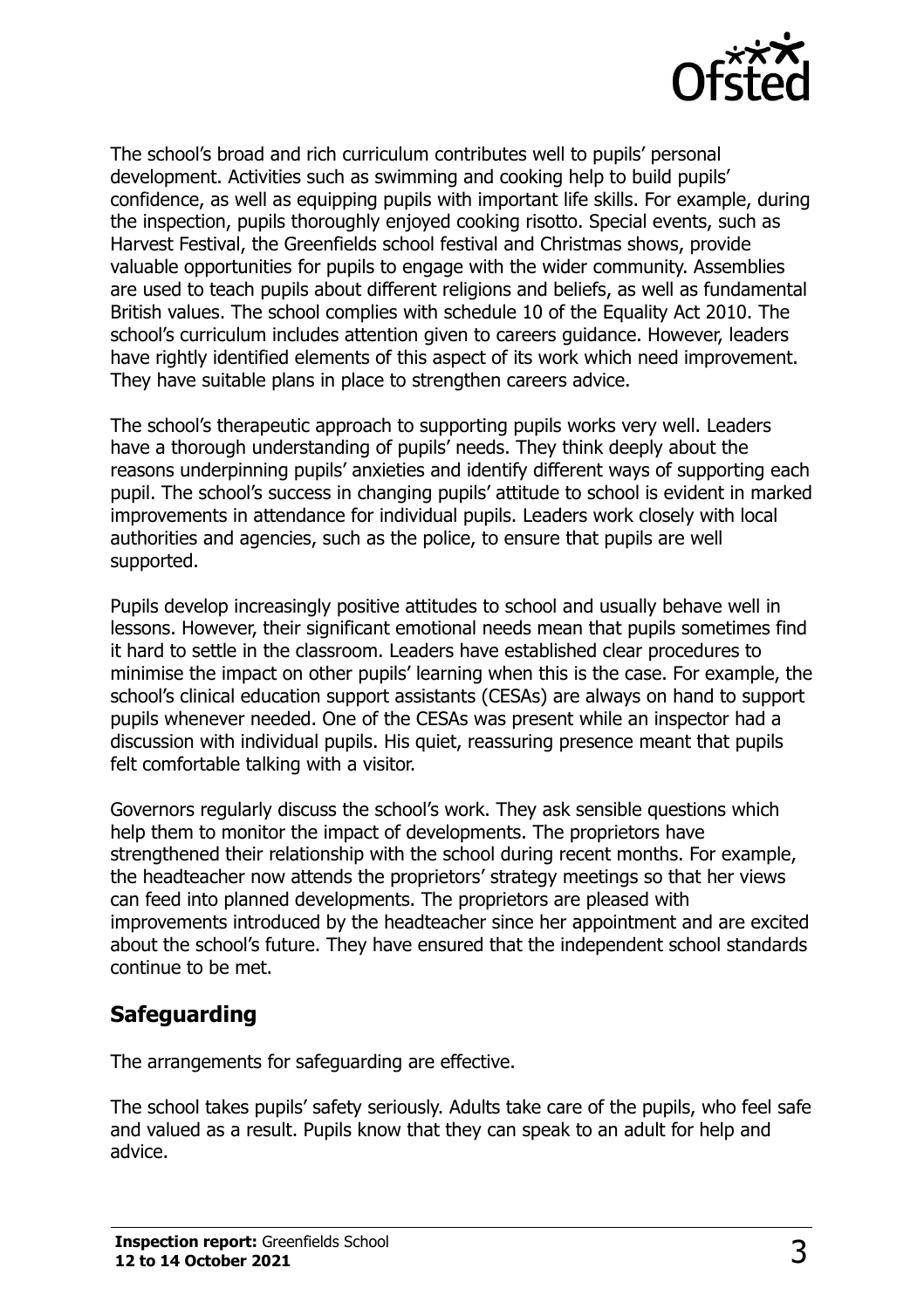The school's broad and rich curriculum contributes well to pupils' personal development. Activities such as swimming and cooking help to build pupils' confidence, as well as equipping pupils with important life skills. For example, during the inspection, pupils thoroughly enjoyed cooking risotto. Special events, such as Harvest Festival, the Greenfields school festival and Christmas shows, provide valuable opportunities for pupils to engage with the wider community. Assemblies are used to teach pupils about different religions and beliefs, as well as fundamental British values. The school complies with schedule 10 of the Equality Act 2010. The school's curriculum includes attention given to careers guidance. However, leaders have rightly identified elements of this aspect of its work which need improvement. They have suitable plans in place to strengthen careers advice.

The school's therapeutic approach to supporting pupils works very well. Leaders have a thorough understanding of pupils' needs. They think deeply about the reasons underpinning pupils' anxieties and identify different ways of supporting each pupil. The school's success in changing pupils' attitude to school is evident in marked improvements in attendance for individual pupils. Leaders work closely with local authorities and agencies, such as the police, to ensure that pupils are well supported.

Pupils develop increasingly positive attitudes to school and usually behave well in lessons. However, their significant emotional needs mean that pupils sometimes find it hard to settle in the classroom. Leaders have established clear procedures to minimise the impact on other pupils' learning when this is the case. For example, the school's clinical education support assistants (CESAs) are always on hand to support pupils whenever needed. One of the CESAs was present while an inspector had a discussion with individual pupils. His quiet, reassuring presence meant that pupils felt comfortable talking with a visitor.

Governors regularly discuss the school's work. They ask sensible questions which help them to monitor the impact of developments. The proprietors have strengthened their relationship with the school during recent months. For example, the headteacher now attends the proprietors' strategy meetings so that her views can feed into planned developments. The proprietors are pleased with improvements introduced by the headteacher since her appointment and are excited about the school's future. They have ensured that the independent school standards continue to be met.

## Safeguarding

The arrangements for safeguarding are effective.

The school takes pupils' safety seriously. Adults take care of the pupils, who feel safe and valued as a result. Pupils know that they can speak to an adult for help and advice.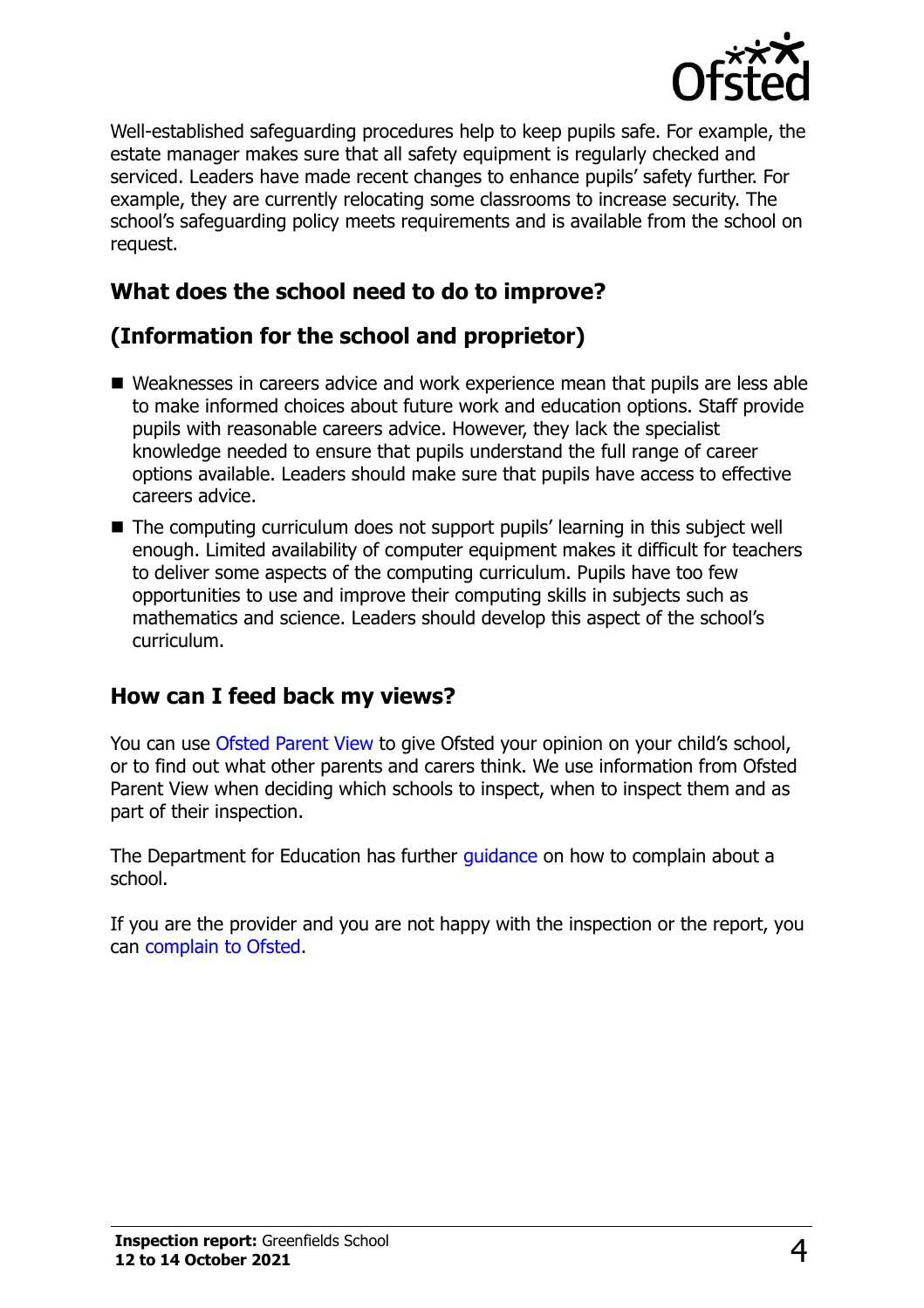Well-established safeguarding procedures help to keep pupils safe. For example, the estate manager makes sure that all safety equipment is regularly checked and serviced. Leaders have made recent changes to enhance pupils' safety further. For example, they are currently relocating some classrooms to increase security. The school's safeguarding policy meets requirements and is available from the school on request.

## What does the school need to do to improve?

## (Information for the school and proprietor)

- Weaknesses in careers advice and work experience mean that pupils are less able to make informed choices about future work and education options. Staff provide pupils with reasonable careers advice. However, they lack the specialist knowledge needed to ensure that pupils understand the full range of career options available. Leaders should make sure that pupils have access to effective careers advice.
- The computing curriculum does not support pupils' learning in this subject well enough. Limited availability of computer equipment makes it difficult for teachers to deliver some aspects of the computing curriculum. Pupils have too few opportunities to use and improve their computing skills in subjects such as mathematics and science. Leaders should develop this aspect of the school's curriculum.

## How can I feed back my views?

You can use Ofsted Parent View to give Ofsted your opinion on your child's school, or to find out what other parents and carers think. We use information from Ofsted Parent View when deciding which schools to inspect, when to inspect them and as part of their inspection.

The Department for Education has further guidance on how to complain about a school.

If you are the provider and you are not happy with the inspection or the report, you can complain to Ofsted.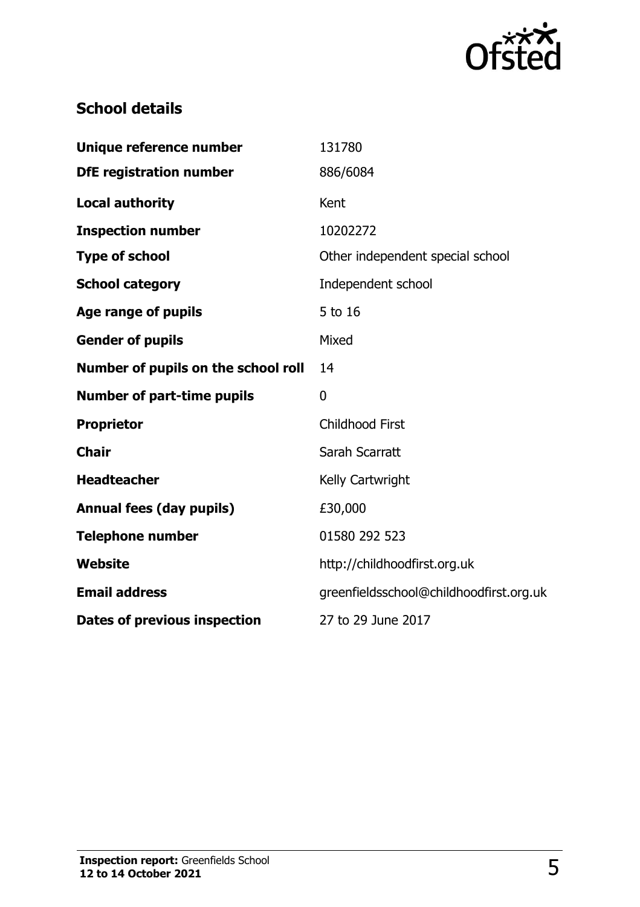## School details

| | |
|---|---|
| **Unique reference number** | 131780 |
| **DfE registration number** | 886/6084 |
| **Local authority** | Kent |
| **Inspection number** | 10202272 |
| **Type of school** | Other independent special school |
| **School category** | Independent school |
| **Age range of pupils** | 5 to 16 |
| **Gender of pupils** | Mixed |
| **Number of pupils on the school roll** | 14 |
| **Number of part-time pupils** | 0 |
| **Proprietor** | Childhood First |
| **Chair** | Sarah Scarratt |
| **Headteacher** | Kelly Cartwright |
| **Annual fees (day pupils)** | £30,000 |
| **Telephone number** | 01580 292 523 |
| **Website** | http://childhoodfirst.org.uk |
| **Email address** | greenfieldsschool@childhoodfirst.org.uk |
| **Dates of previous inspection** | 27 to 29 June 2017 |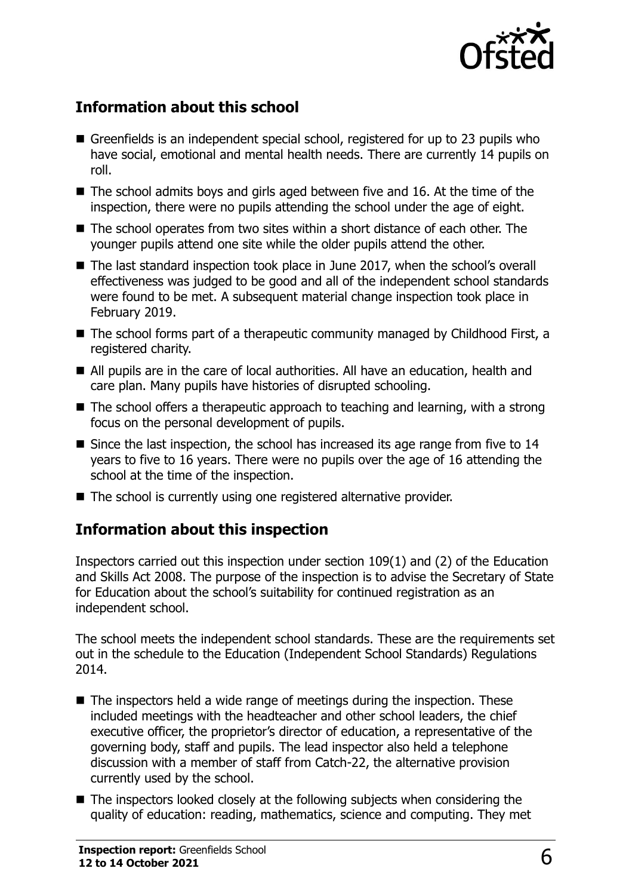## Information about this school

- Greenfields is an independent special school, registered for up to 23 pupils who have social, emotional and mental health needs. There are currently 14 pupils on roll.
- The school admits boys and girls aged between five and 16. At the time of the inspection, there were no pupils attending the school under the age of eight.
- The school operates from two sites within a short distance of each other. The younger pupils attend one site while the older pupils attend the other.
- The last standard inspection took place in June 2017, when the school's overall effectiveness was judged to be good and all of the independent school standards were found to be met. A subsequent material change inspection took place in February 2019.
- The school forms part of a therapeutic community managed by Childhood First, a registered charity.
- All pupils are in the care of local authorities. All have an education, health and care plan. Many pupils have histories of disrupted schooling.
- The school offers a therapeutic approach to teaching and learning, with a strong focus on the personal development of pupils.
- Since the last inspection, the school has increased its age range from five to 14 years to five to 16 years. There were no pupils over the age of 16 attending the school at the time of the inspection.
- The school is currently using one registered alternative provider.

## Information about this inspection

Inspectors carried out this inspection under section 109(1) and (2) of the Education and Skills Act 2008. The purpose of the inspection is to advise the Secretary of State for Education about the school's suitability for continued registration as an independent school.

The school meets the independent school standards. These are the requirements set out in the schedule to the Education (Independent School Standards) Regulations 2014.

- The inspectors held a wide range of meetings during the inspection. These included meetings with the headteacher and other school leaders, the chief executive officer, the proprietor's director of education, a representative of the governing body, staff and pupils. The lead inspector also held a telephone discussion with a member of staff from Catch-22, the alternative provision currently used by the school.
- The inspectors looked closely at the following subjects when considering the quality of education: reading, mathematics, science and computing. They met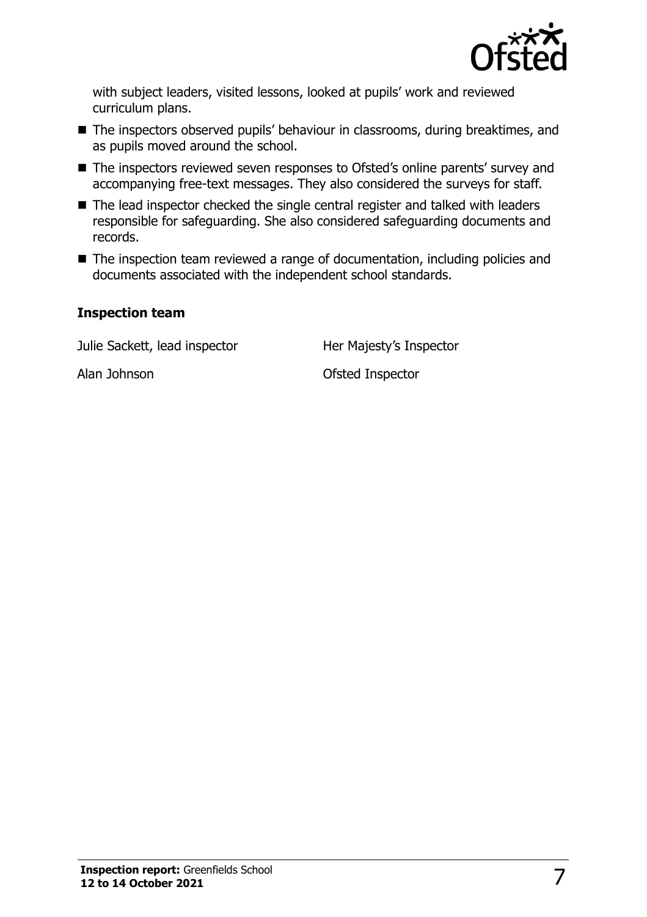with subject leaders, visited lessons, looked at pupils' work and reviewed curriculum plans.

- The inspectors observed pupils' behaviour in classrooms, during breaktimes, and as pupils moved around the school.
- The inspectors reviewed seven responses to Ofsted's online parents' survey and accompanying free-text messages. They also considered the surveys for staff.
- The lead inspector checked the single central register and talked with leaders responsible for safeguarding. She also considered safeguarding documents and records.
- The inspection team reviewed a range of documentation, including policies and documents associated with the independent school standards.

### Inspection team

| | |
|---|---|
| Julie Sackett, lead inspector | Her Majesty's Inspector |
| Alan Johnson | Ofsted Inspector |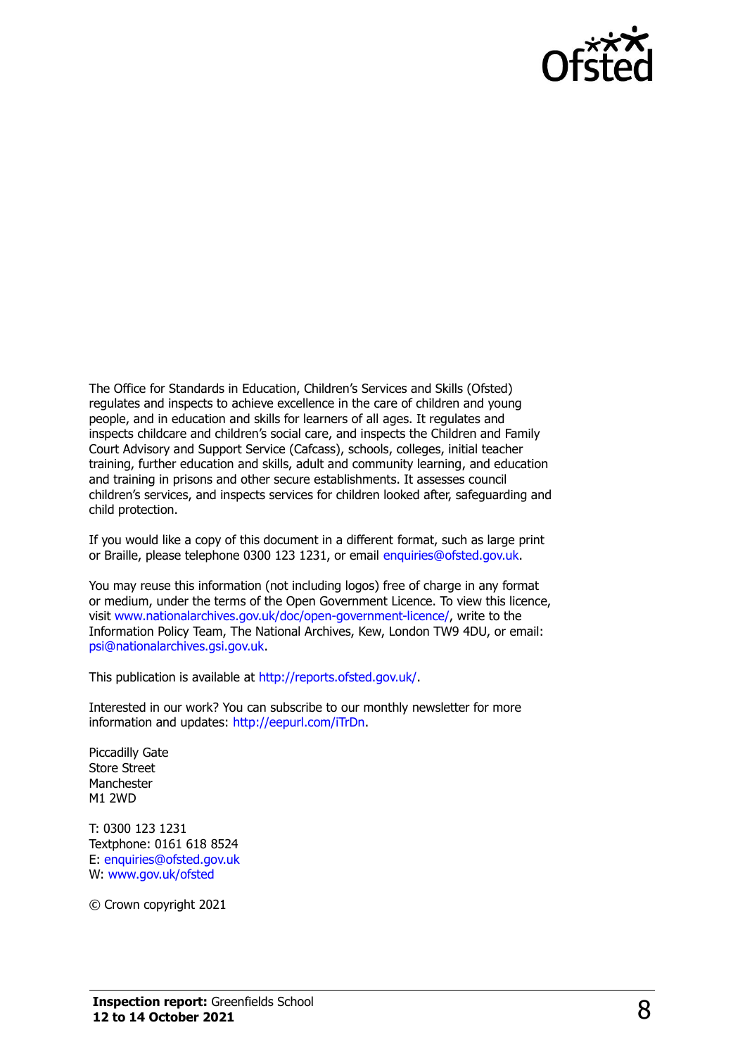The Office for Standards in Education, Children's Services and Skills (Ofsted) regulates and inspects to achieve excellence in the care of children and young people, and in education and skills for learners of all ages. It regulates and inspects childcare and children's social care, and inspects the Children and Family Court Advisory and Support Service (Cafcass), schools, colleges, initial teacher training, further education and skills, adult and community learning, and education and training in prisons and other secure establishments. It assesses council children's services, and inspects services for children looked after, safeguarding and child protection.

If you would like a copy of this document in a different format, such as large print or Braille, please telephone 0300 123 1231, or email enquiries@ofsted.gov.uk.

You may reuse this information (not including logos) free of charge in any format or medium, under the terms of the Open Government Licence. To view this licence, visit www.nationalarchives.gov.uk/doc/open-government-licence/, write to the Information Policy Team, The National Archives, Kew, London TW9 4DU, or email: psi@nationalarchives.gsi.gov.uk.

This publication is available at http://reports.ofsted.gov.uk/.

Interested in our work? You can subscribe to our monthly newsletter for more information and updates: http://eepurl.com/iTrDn.

Piccadilly Gate
Store Street
Manchester
M1 2WD

T: 0300 123 1231
Textphone: 0161 618 8524
E: enquiries@ofsted.gov.uk
W: www.gov.uk/ofsted

© Crown copyright 2021